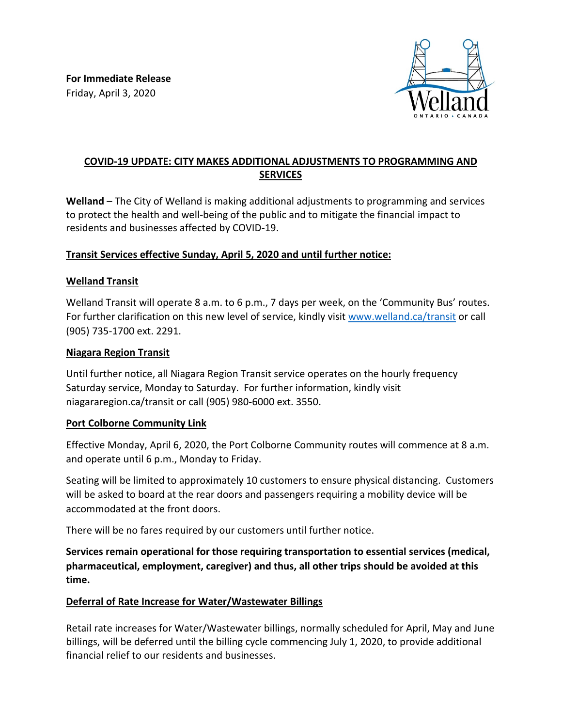**For Immediate Release**
Friday, April 3, 2020

# COVID-19 UPDATE: CITY MAKES ADDITIONAL ADJUSTMENTS TO PROGRAMMING AND SERVICES

**Welland** – The City of Welland is making additional adjustments to programming and services to protect the health and well-being of the public and to mitigate the financial impact to residents and businesses affected by COVID-19.

## Transit Services effective Sunday, April 5, 2020 and until further notice:

### Welland Transit

Welland Transit will operate 8 a.m. to 6 p.m., 7 days per week, on the 'Community Bus' routes. For further clarification on this new level of service, kindly visit [www.welland.ca/transit](http://www.welland.ca/transit) or call (905) 735-1700 ext. 2291.

### Niagara Region Transit

Until further notice, all Niagara Region Transit service operates on the hourly frequency Saturday service, Monday to Saturday. For further information, kindly visit niagararegion.ca/transit or call (905) 980-6000 ext. 3550.

### Port Colborne Community Link

Effective Monday, April 6, 2020, the Port Colborne Community routes will commence at 8 a.m. and operate until 6 p.m., Monday to Friday.

Seating will be limited to approximately 10 customers to ensure physical distancing. Customers will be asked to board at the rear doors and passengers requiring a mobility device will be accommodated at the front doors.

There will be no fares required by our customers until further notice.

**Services remain operational for those requiring transportation to essential services (medical, pharmaceutical, employment, caregiver) and thus, all other trips should be avoided at this time.**

## Deferral of Rate Increase for Water/Wastewater Billings

Retail rate increases for Water/Wastewater billings, normally scheduled for April, May and June billings, will be deferred until the billing cycle commencing July 1, 2020, to provide additional financial relief to our residents and businesses.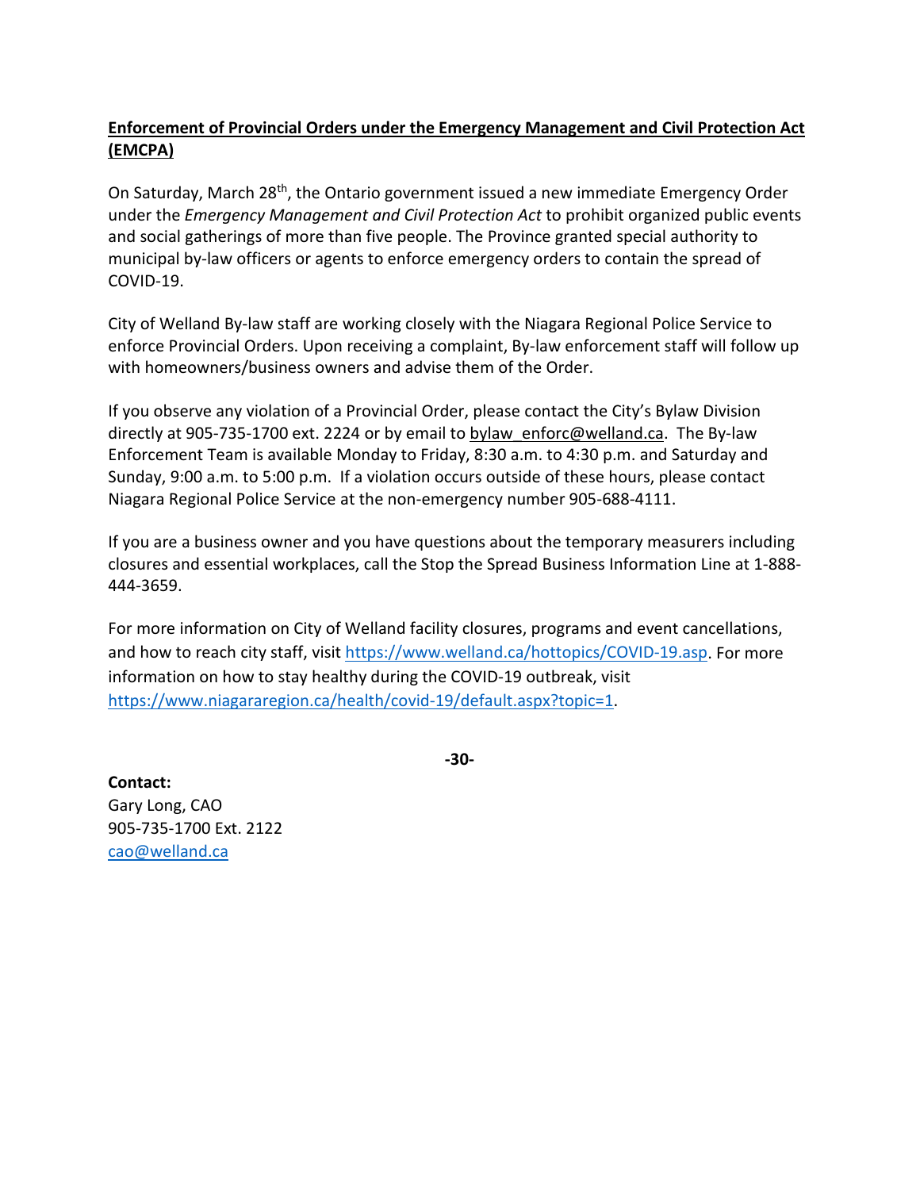**Enforcement of Provincial Orders under the Emergency Management and Civil Protection Act (EMCPA)**

On Saturday, March 28th, the Ontario government issued a new immediate Emergency Order under the *Emergency Management and Civil Protection Act* to prohibit organized public events and social gatherings of more than five people. The Province granted special authority to municipal by-law officers or agents to enforce emergency orders to contain the spread of COVID-19.

City of Welland By-law staff are working closely with the Niagara Regional Police Service to enforce Provincial Orders. Upon receiving a complaint, By-law enforcement staff will follow up with homeowners/business owners and advise them of the Order.

If you observe any violation of a Provincial Order, please contact the City's Bylaw Division directly at 905-735-1700 ext. 2224 or by email to bylaw_enforc@welland.ca. The By-law Enforcement Team is available Monday to Friday, 8:30 a.m. to 4:30 p.m. and Saturday and Sunday, 9:00 a.m. to 5:00 p.m. If a violation occurs outside of these hours, please contact Niagara Regional Police Service at the non-emergency number 905-688-4111.

If you are a business owner and you have questions about the temporary measurers including closures and essential workplaces, call the Stop the Spread Business Information Line at 1-888-444-3659.

For more information on City of Welland facility closures, programs and event cancellations, and how to reach city staff, visit https://www.welland.ca/hottopics/COVID-19.asp. For more information on how to stay healthy during the COVID-19 outbreak, visit https://www.niagararegion.ca/health/covid-19/default.aspx?topic=1.

**-30-**

**Contact:**
Gary Long, CAO
905-735-1700 Ext. 2122
cao@welland.ca